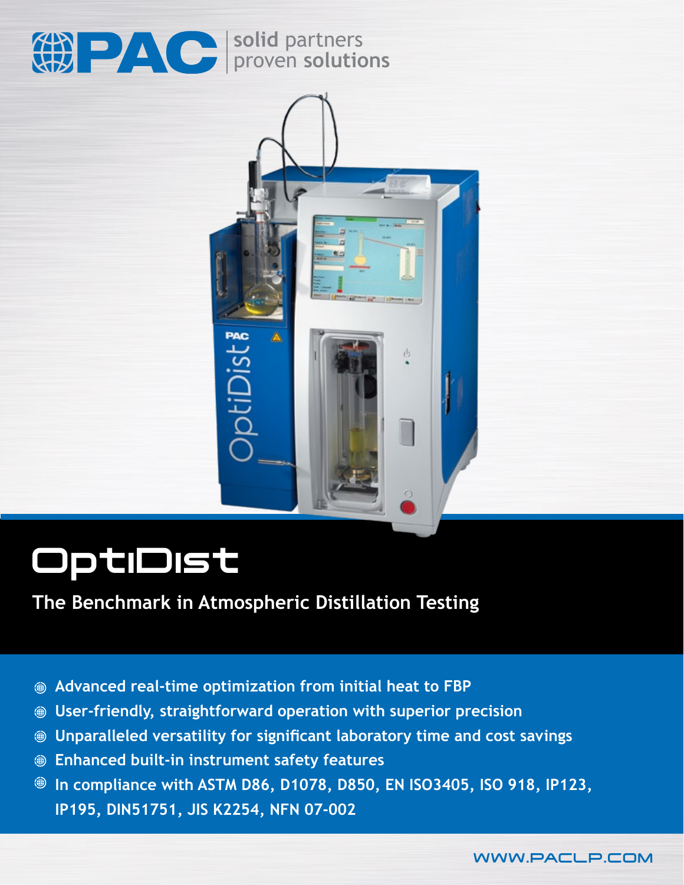PAC | solid partners proven solutions

# OptiDist

## The Benchmark in Atmospheric Distillation Testing

- Advanced real-time optimization from initial heat to FBP
- User-friendly, straightforward operation with superior precision
- Unparalleled versatility for significant laboratory time and cost savings
- Enhanced built-in instrument safety features
- In compliance with ASTM D86, D1078, D850, EN ISO3405, ISO 918, IP123, IP195, DIN51751, JIS K2254, NFN 07-002

WWW.PACLP.COM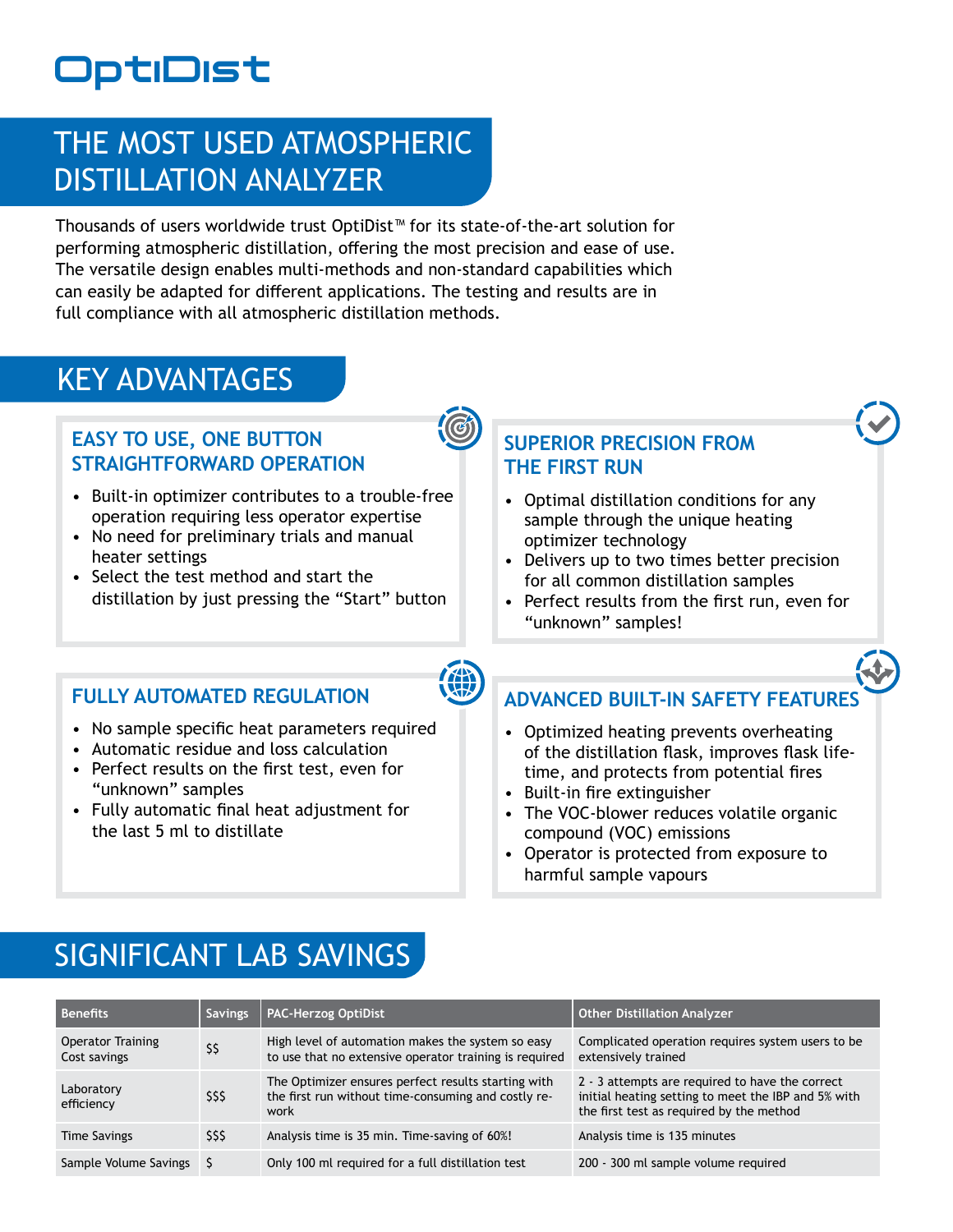# OptiDist

## THE MOST USED ATMOSPHERIC DISTILLATION ANALYZER

Thousands of users worldwide trust OptiDist™ for its state-of-the-art solution for performing atmospheric distillation, offering the most precision and ease of use. The versatile design enables multi-methods and non-standard capabilities which can easily be adapted for different applications. The testing and results are in full compliance with all atmospheric distillation methods.

## KEY ADVANTAGES

### EASY TO USE, ONE BUTTON STRAIGHTFORWARD OPERATION

- Built-in optimizer contributes to a trouble-free operation requiring less operator expertise
- No need for preliminary trials and manual heater settings
- Select the test method and start the distillation by just pressing the “Start” button

### SUPERIOR PRECISION FROM THE FIRST RUN

- Optimal distillation conditions for any sample through the unique heating optimizer technology
- Delivers up to two times better precision for all common distillation samples
- Perfect results from the first run, even for “unknown” samples!

### FULLY AUTOMATED REGULATION

- No sample specific heat parameters required
- Automatic residue and loss calculation
- Perfect results on the first test, even for “unknown” samples
- Fully automatic final heat adjustment for the last 5 ml to distillate

### ADVANCED BUILT-IN SAFETY FEATURES

- Optimized heating prevents overheating of the distillation flask, improves flask life-time, and protects from potential fires
- Built-in fire extinguisher
- The VOC-blower reduces volatile organic compound (VOC) emissions
- Operator is protected from exposure to harmful sample vapours

## SIGNIFICANT LAB SAVINGS

| Benefits | Savings | PAC-Herzog OptiDist | Other Distillation Analyzer |
|---|---|---|---|
| Operator Training Cost savings | $$ | High level of automation makes the system so easy to use that no extensive operator training is required | Complicated operation requires system users to be extensively trained |
| Laboratory efficiency | $$$ | The Optimizer ensures perfect results starting with the first run without time-consuming and costly re-work | 2 - 3 attempts are required to have the correct initial heating setting to meet the IBP and 5% with the first test as required by the method |
| Time Savings | $$$ | Analysis time is 35 min. Time-saving of 60%! | Analysis time is 135 minutes |
| Sample Volume Savings | $ | Only 100 ml required for a full distillation test | 200 - 300 ml sample volume required |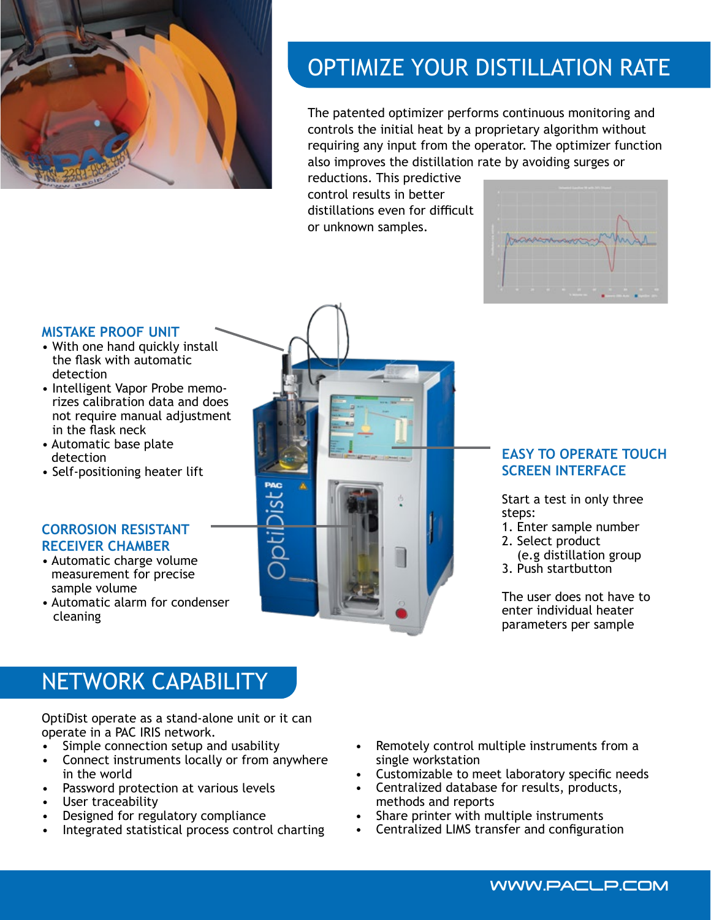# OPTIMIZE YOUR DISTILLATION RATE

The patented optimizer performs continuous monitoring and controls the initial heat by a proprietary algorithm without requiring any input from the operator. The optimizer function also improves the distillation rate by avoiding surges or reductions. This predictive control results in better distillations even for difficult or unknown samples.

### MISTAKE PROOF UNIT

- With one hand quickly install the flask with automatic detection
- Intelligent Vapor Probe memorizes calibration data and does not require manual adjustment in the flask neck
- Automatic base plate detection
- Self-positioning heater lift

### CORROSION RESISTANT RECEIVER CHAMBER

- Automatic charge volume measurement for precise sample volume
- Automatic alarm for condenser cleaning

### EASY TO OPERATE TOUCH SCREEN INTERFACE

Start a test in only three steps:

1. Enter sample number
2. Select product (e.g distillation group
3. Push startbutton

The user does not have to enter individual heater parameters per sample

# NETWORK CAPABILITY

OptiDist operate as a stand-alone unit or it can operate in a PAC IRIS network.

- Simple connection setup and usability
- Connect instruments locally or from anywhere in the world
- Password protection at various levels
- User traceability
- Designed for regulatory compliance
- Integrated statistical process control charting
- Remotely control multiple instruments from a single workstation
- Customizable to meet laboratory specific needs
- Centralized database for results, products, methods and reports
- Share printer with multiple instruments
- Centralized LIMS transfer and configuration

WWW.PACLP.COM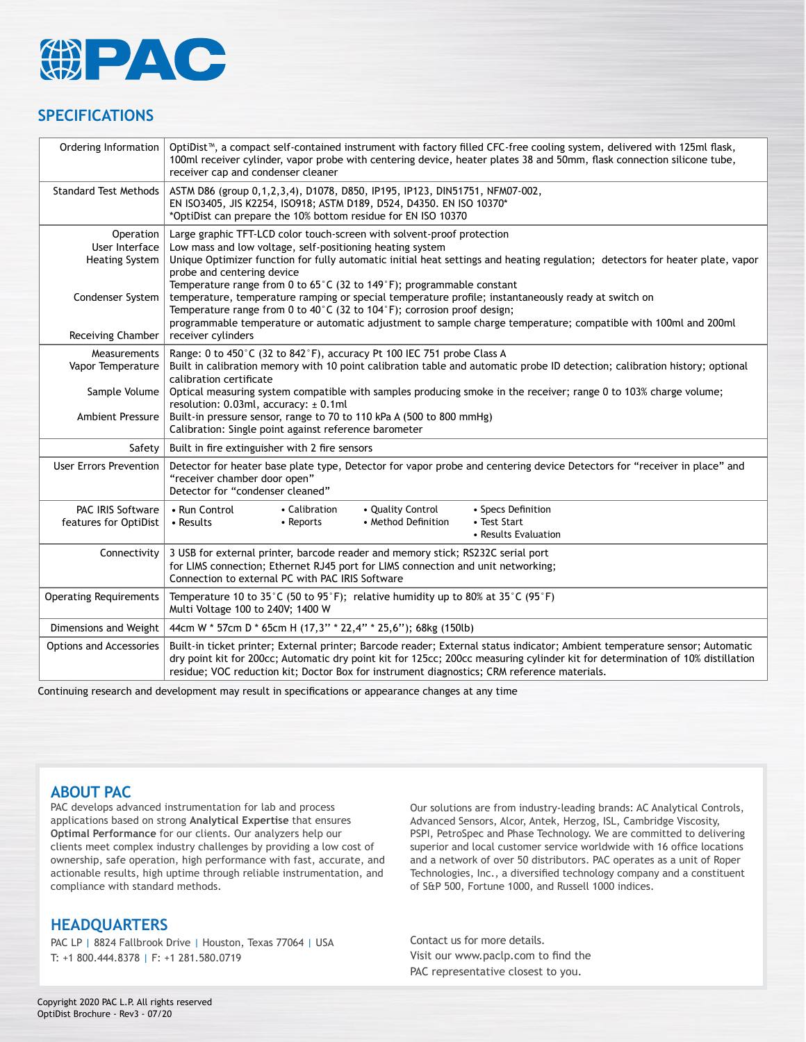## SPECIFICATIONS

| | |
|---|---|
| Ordering Information | OptiDist™, a compact self-contained instrument with factory filled CFC-free cooling system, delivered with 125ml flask, 100ml receiver cylinder, vapor probe with centering device, heater plates 38 and 50mm, flask connection silicone tube, receiver cap and condenser cleaner |
| Standard Test Methods | ASTM D86 (group 0,1,2,3,4), D1078, D850, IP195, IP123, DIN51751, NFM07-002, EN ISO3405, JIS K2254, ISO918; ASTM D189, D524, D4350. EN ISO 10370* *OptiDist can prepare the 10% bottom residue for EN ISO 10370 |
| Operation | |
| User Interface | Large graphic TFT-LCD color touch-screen with solvent-proof protection |
| Heating System | Low mass and low voltage, self-positioning heating system; Unique Optimizer function for fully automatic initial heat settings and heating regulation; detectors for heater plate, vapor probe and centering device |
| Condenser System | Temperature range from 0 to 65°C (32 to 149°F); programmable constant temperature, temperature ramping or special temperature profile; instantaneously ready at switch on |
| Receiving Chamber | Temperature range from 0 to 40°C (32 to 104°F); corrosion proof design; programmable temperature or automatic adjustment to sample charge temperature; compatible with 100ml and 200ml receiver cylinders |
| Measurements | |
| Vapor Temperature | Range: 0 to 450°C (32 to 842°F), accuracy Pt 100 IEC 751 probe Class A; Built in calibration memory with 10 point calibration table and automatic probe ID detection; calibration history; optional calibration certificate |
| Sample Volume | Optical measuring system compatible with samples producing smoke in the receiver; range 0 to 103% charge volume; resolution: 0.03ml, accuracy: ± 0.1ml |
| Ambient Pressure | Built-in pressure sensor, range to 70 to 110 kPa A (500 to 800 mmHg) Calibration: Single point against reference barometer |
| Safety | Built in fire extinguisher with 2 fire sensors |
| User Errors Prevention | Detector for heater base plate type, Detector for vapor probe and centering device Detectors for "receiver in place" and "receiver chamber door open" Detector for "condenser cleaned" |
| PAC IRIS Software features for OptiDist | • Run Control • Results • Calibration • Reports • Quality Control • Method Definition • Specs Definition • Test Start • Results Evaluation |
| Connectivity | 3 USB for external printer, barcode reader and memory stick; RS232C serial port for LIMS connection; Ethernet RJ45 port for LIMS connection and unit networking; Connection to external PC with PAC IRIS Software |
| Operating Requirements | Temperature 10 to 35°C (50 to 95°F); relative humidity up to 80% at 35°C (95°F) Multi Voltage 100 to 240V; 1400 W |
| Dimensions and Weight | 44cm W * 57cm D * 65cm H (17,3'' * 22,4'' * 25,6''); 68kg (150lb) |
| Options and Accessories | Built-in ticket printer; External printer; Barcode reader; External status indicator; Ambient temperature sensor; Automatic dry point kit for 200cc; Automatic dry point kit for 125cc; 200cc measuring cylinder kit for determination of 10% distillation residue; VOC reduction kit; Doctor Box for instrument diagnostics; CRM reference materials. |

Continuing research and development may result in specifications or appearance changes at any time

## ABOUT PAC

PAC develops advanced instrumentation for lab and process applications based on strong **Analytical Expertise** that ensures **Optimal Performance** for our clients. Our analyzers help our clients meet complex industry challenges by providing a low cost of ownership, safe operation, high performance with fast, accurate, and actionable results, high uptime through reliable instrumentation, and compliance with standard methods.

Our solutions are from industry-leading brands: AC Analytical Controls, Advanced Sensors, Alcor, Antek, Herzog, ISL, Cambridge Viscosity, PSPI, PetroSpec and Phase Technology. We are committed to delivering superior and local customer service worldwide with 16 office locations and a network of over 50 distributors. PAC operates as a unit of Roper Technologies, Inc., a diversified technology company and a constituent of S&P 500, Fortune 1000, and Russell 1000 indices.

## HEADQUARTERS

PAC LP | 8824 Fallbrook Drive | Houston, Texas 77064 | USA
T: +1 800.444.8378 | F: +1 281.580.0719

Contact us for more details.
Visit our www.paclp.com to find the PAC representative closest to you.

Copyright 2020 PAC L.P. All rights reserved
OptiDist Brochure - Rev3 - 07/20